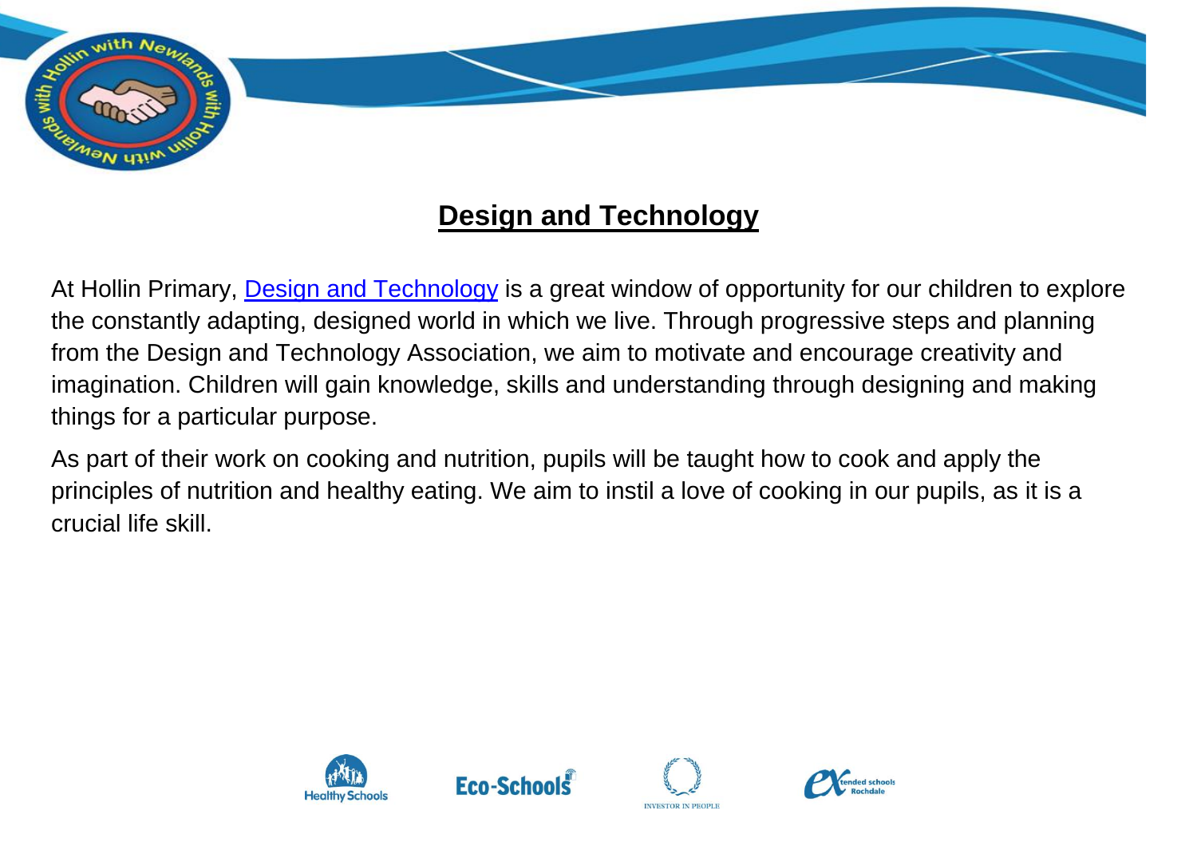# Design and Technology

At Hollin Primary, Design and Technology is a great window of opportunity for our children to explore the constantly adapting, designed world in which we live. Through progressive steps and planning from the Design and Technology Association, we aim to motivate and encourage creativity and imagination. Children will gain knowledge, skills and understanding through designing and making things for a particular purpose.

As part of their work on cooking and nutrition, pupils will be taught how to cook and apply the principles of nutrition and healthy eating. We aim to instil a love of cooking in our pupils, as it is a crucial life skill.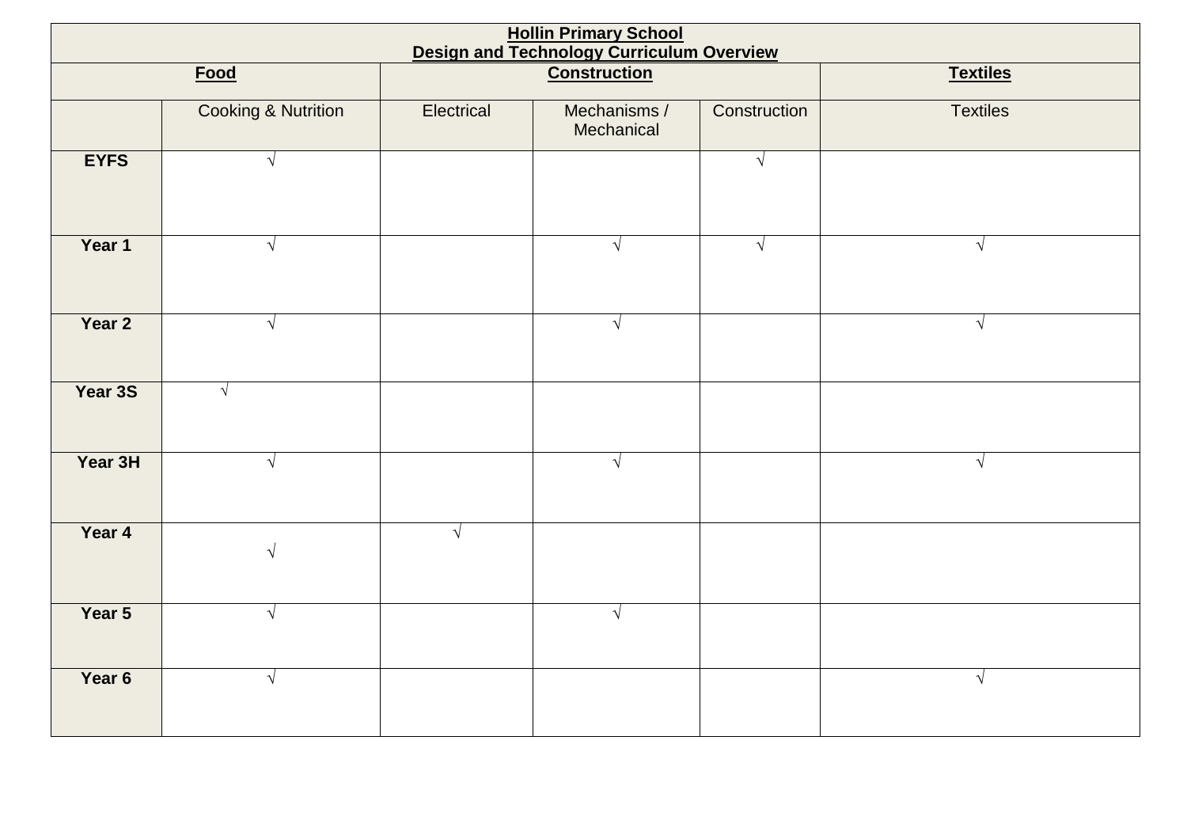| Hollin Primary School<br>Design and Technology Curriculum Overview | | | | | |
|---|---|---|---|---|---|
| **Food** | | **Construction** | | | **Textiles** |
| | Cooking & Nutrition | Electrical | Mechanisms / Mechanical | Construction | Textiles |
| **EYFS** | √ | | | √ | |
| **Year 1** | √ | | √ | √ | √ |
| **Year 2** | √ | | √ | | √ |
| **Year 3S** | √ | | | | |
| **Year 3H** | √ | | √ | | √ |
| **Year 4** | √ | √ | | | |
| **Year 5** | √ | | √ | | |
| **Year 6** | √ | | | | √ |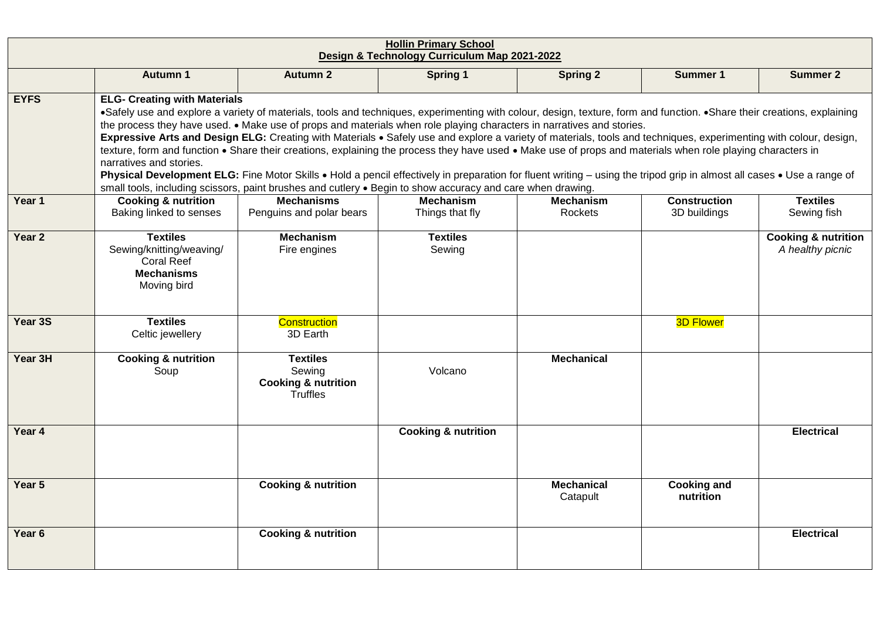| | | | | | | |
|---|---|---|---|---|---|---|
| **Hollin Primary School**<br>**Design & Technology Curriculum Map 2021-2022** | | | | | | |
| | **Autumn 1** | **Autumn 2** | **Spring 1** | **Spring 2** | **Summer 1** | **Summer 2** |
| **EYFS** | **ELG- Creating with Materials**<br>•Safely use and explore a variety of materials, tools and techniques, experimenting with colour, design, texture, form and function. •Share their creations, explaining the process they have used. • Make use of props and materials when role playing characters in narratives and stories.<br>**Expressive Arts and Design ELG:** Creating with Materials • Safely use and explore a variety of materials, tools and techniques, experimenting with colour, design, texture, form and function • Share their creations, explaining the process they have used • Make use of props and materials when role playing characters in narratives and stories.<br>**Physical Development ELG:** Fine Motor Skills • Hold a pencil effectively in preparation for fluent writing – using the tripod grip in almost all cases • Use a range of small tools, including scissors, paint brushes and cutlery • Begin to show accuracy and care when drawing. | | | | | |
| **Year 1** | **Cooking & nutrition**<br>Baking linked to senses | **Mechanisms**<br>Penguins and polar bears | **Mechanism**<br>Things that fly | **Mechanism**<br>Rockets | **Construction**<br>3D buildings | **Textiles**<br>Sewing fish |
| **Year 2** | **Textiles**<br>Sewing/knitting/weaving/<br>Coral Reef<br>**Mechanisms**<br>Moving bird | **Mechanism**<br>Fire engines | **Textiles**<br>Sewing | | | **Cooking & nutrition**<br>*A healthy picnic* |
| **Year 3S** | **Textiles**<br>Celtic jewellery | Construction<br>3D Earth | | | 3D Flower | |
| **Year 3H** | **Cooking & nutrition**<br>Soup | **Textiles**<br>Sewing<br>**Cooking & nutrition**<br>Truffles | Volcano | **Mechanical** | | |
| **Year 4** | | | **Cooking & nutrition** | | | **Electrical** |
| **Year 5** | | **Cooking & nutrition** | | **Mechanical**<br>Catapult | **Cooking and nutrition** | |
| **Year 6** | | **Cooking & nutrition** | | | | **Electrical** |